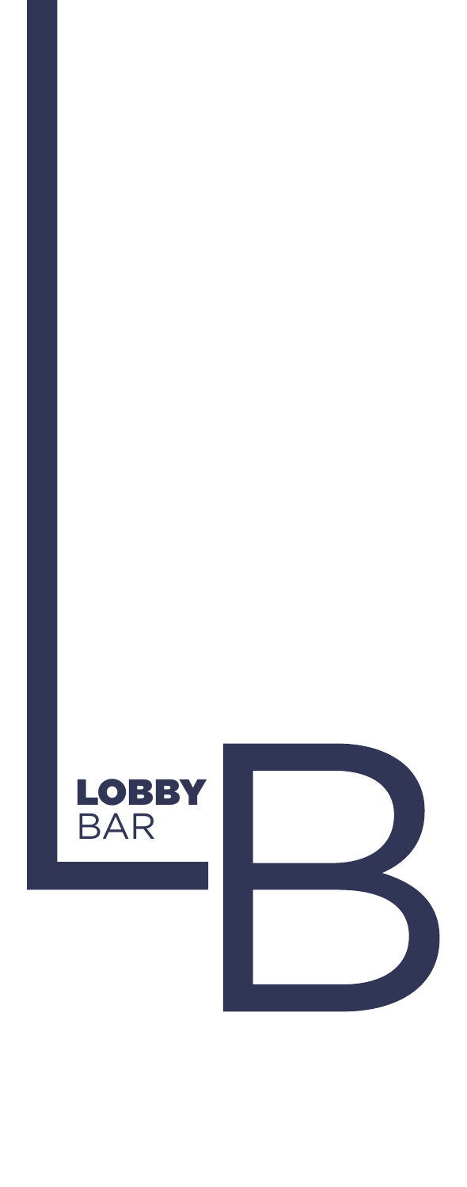# LOBBY
BAR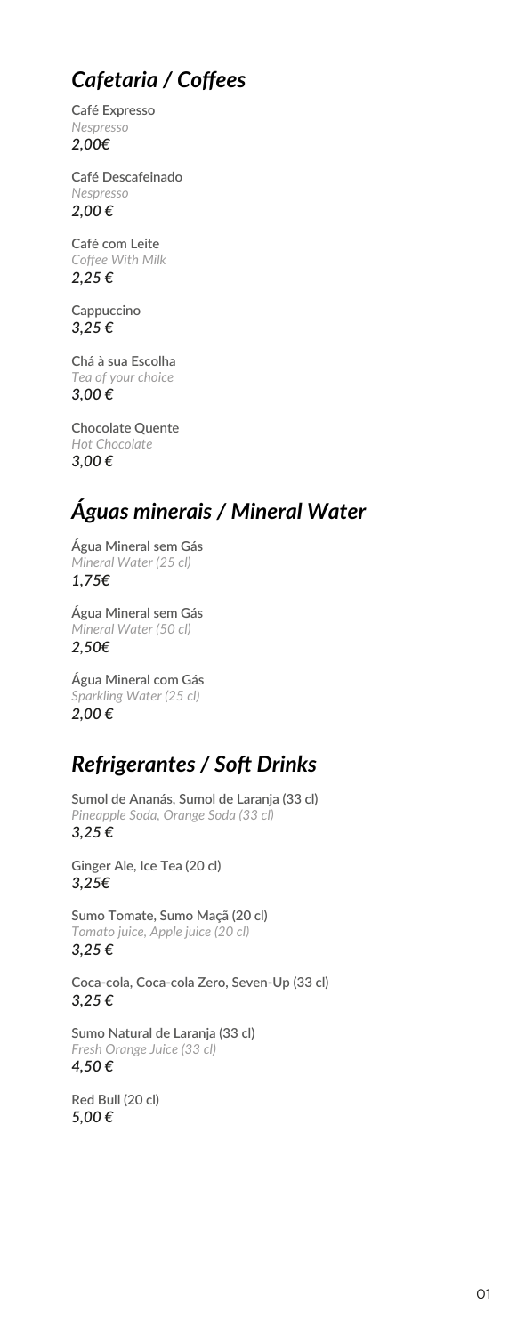## *Cafetaria / Coffees*

**Café Expresso**
*Nespresso*
***2,00€***

**Café Descafeinado**
*Nespresso*
***2,00 €***

**Café com Leite**
*Coffee With Milk*
***2,25 €***

**Cappuccino**
***3,25 €***

**Chá à sua Escolha**
*Tea of your choice*
***3,00 €***

**Chocolate Quente**
*Hot Chocolate*
***3,00 €***

## *Águas minerais / Mineral Water*

**Água Mineral sem Gás**
*Mineral Water (25 cl)*
***1,75€***

**Água Mineral sem Gás**
*Mineral Water (50 cl)*
***2,50€***

**Água Mineral com Gás**
*Sparkling Water (25 cl)*
***2,00 €***

## *Refrigerantes / Soft Drinks*

**Sumol de Ananás, Sumol de Laranja (33 cl)**
*Pineapple Soda, Orange Soda (33 cl)*
***3,25 €***

**Ginger Ale, Ice Tea (20 cl)**
***3,25€***

**Sumo Tomate, Sumo Maçã (20 cl)**
*Tomato juice, Apple juice (20 cl)*
***3,25 €***

**Coca-cola, Coca-cola Zero, Seven-Up (33 cl)**
***3,25 €***

**Sumo Natural de Laranja (33 cl)**
*Fresh Orange Juice (33 cl)*
***4,50 €***

**Red Bull (20 cl)**
***5,00 €***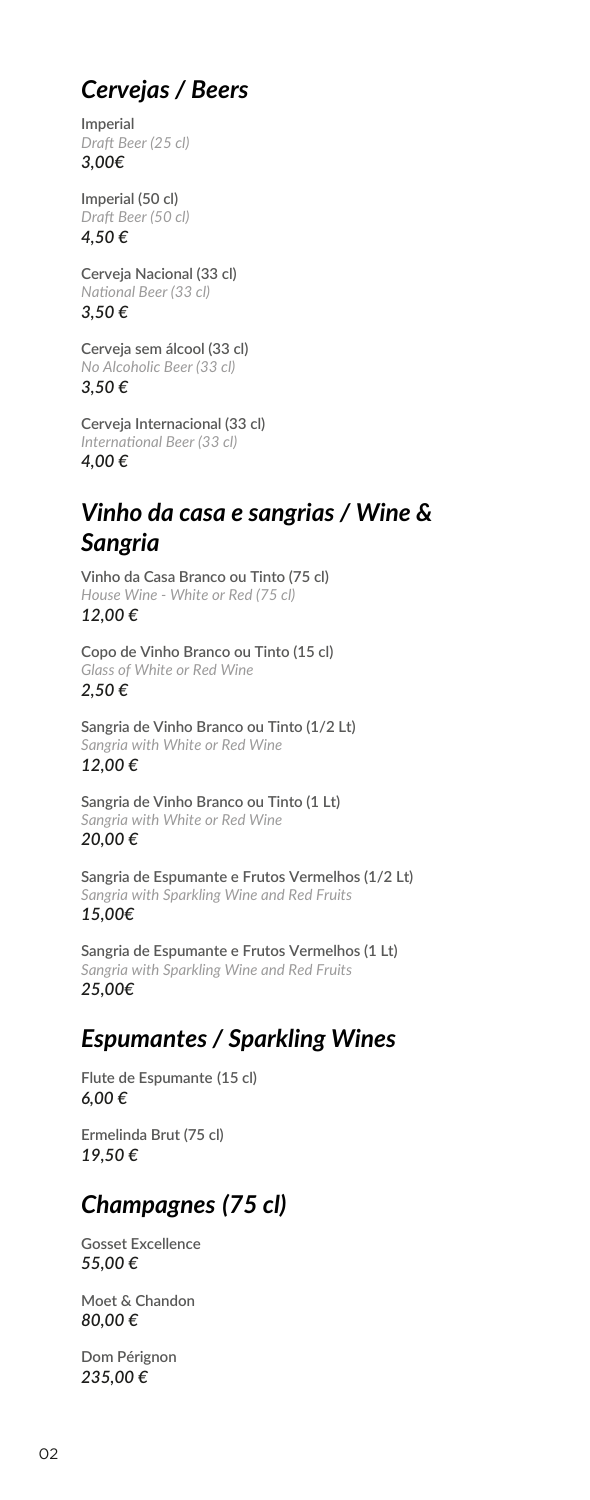## *Cervejas / Beers*

**Imperial**
*Draft Beer (25 cl)*
***3,00€***

**Imperial (50 cl)**
*Draft Beer (50 cl)*
***4,50 €***

**Cerveja Nacional (33 cl)**
*National Beer (33 cl)*
***3,50 €***

**Cerveja sem álcool (33 cl)**
*No Alcoholic Beer (33 cl)*
***3,50 €***

**Cerveja Internacional (33 cl)**
*International Beer (33 cl)*
***4,00 €***

## *Vinho da casa e sangrias / Wine & Sangria*

**Vinho da Casa Branco ou Tinto (75 cl)**
*House Wine - White or Red (75 cl)*
***12,00 €***

**Copo de Vinho Branco ou Tinto (15 cl)**
*Glass of White or Red Wine*
***2,50 €***

**Sangria de Vinho Branco ou Tinto (1/2 Lt)**
*Sangria with White or Red Wine*
***12,00 €***

**Sangria de Vinho Branco ou Tinto (1 Lt)**
*Sangria with White or Red Wine*
***20,00 €***

**Sangria de Espumante e Frutos Vermelhos (1/2 Lt)**
*Sangria with Sparkling Wine and Red Fruits*
***15,00€***

**Sangria de Espumante e Frutos Vermelhos (1 Lt)**
*Sangria with Sparkling Wine and Red Fruits*
***25,00€***

## *Espumantes / Sparkling Wines*

**Flute de Espumante (15 cl)**
***6,00 €***

**Ermelinda Brut (75 cl)**
***19,50 €***

## *Champagnes (75 cl)*

**Gosset Excellence**
***55,00 €***

**Moet & Chandon**
***80,00 €***

**Dom Pérignon**
***235,00 €***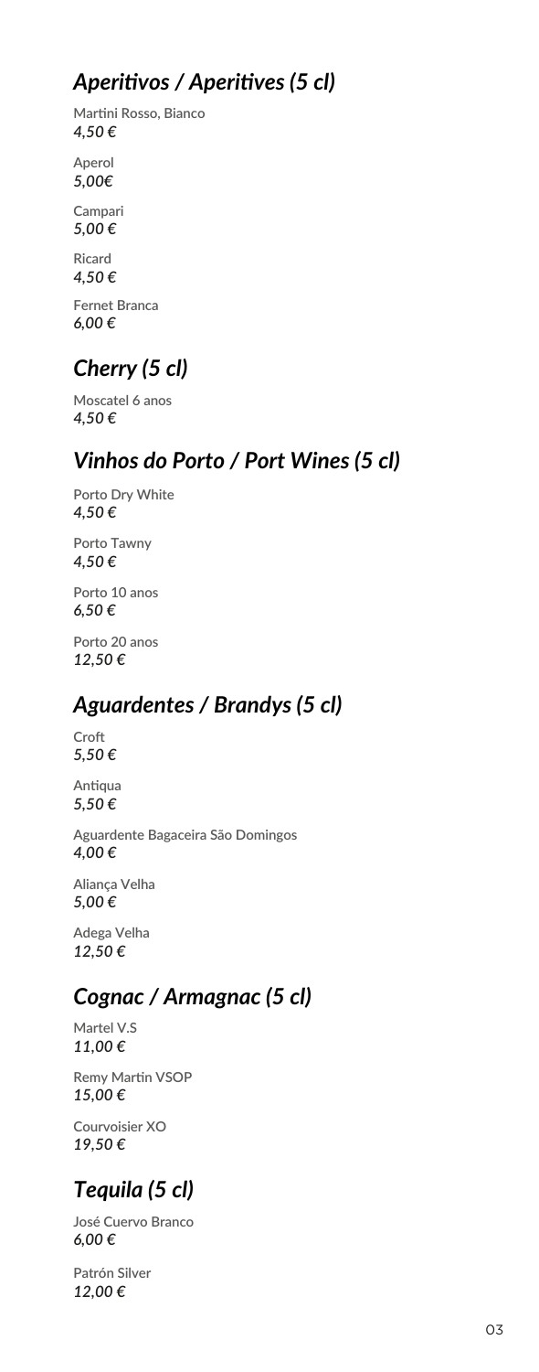## *Aperitivos / Aperitives (5 cl)*

Martini Rosso, Bianco
*4,50 €*

Aperol
*5,00€*

Campari
*5,00 €*

Ricard
*4,50 €*

Fernet Branca
*6,00 €*

## *Cherry (5 cl)*

Moscatel 6 anos
*4,50 €*

## *Vinhos do Porto / Port Wines (5 cl)*

Porto Dry White
*4,50 €*

Porto Tawny
*4,50 €*

Porto 10 anos
*6,50 €*

Porto 20 anos
*12,50 €*

## *Aguardentes / Brandys (5 cl)*

Croft
*5,50 €*

Antiqua
*5,50 €*

Aguardente Bagaceira São Domingos
*4,00 €*

Aliança Velha
*5,00 €*

Adega Velha
*12,50 €*

## *Cognac / Armagnac (5 cl)*

Martel V.S
*11,00 €*

Remy Martin VSOP
*15,00 €*

Courvoisier XO
*19,50 €*

## *Tequila (5 cl)*

José Cuervo Branco
*6,00 €*

Patrón Silver
*12,00 €*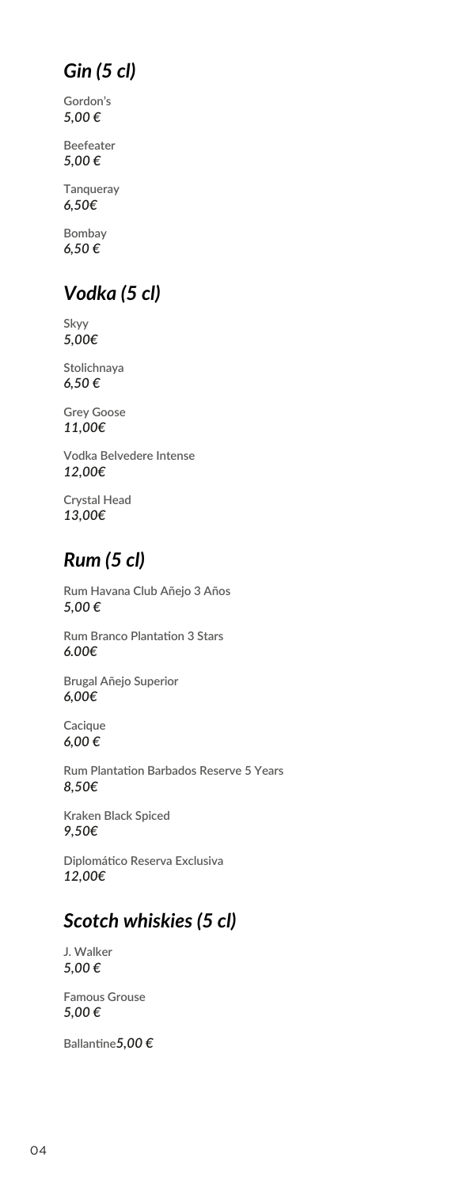## *Gin (5 cl)*

**Gordon's**
*5,00 €*

**Beefeater**
*5,00 €*

**Tanqueray**
*6,50€*

**Bombay**
*6,50 €*

## *Vodka (5 cl)*

**Skyy**
*5,00€*

**Stolichnaya**
*6,50 €*

**Grey Goose**
*11,00€*

**Vodka Belvedere Intense**
*12,00€*

**Crystal Head**
*13,00€*

## *Rum (5 cl)*

**Rum Havana Club Añejo 3 Años**
*5,00 €*

**Rum Branco Plantation 3 Stars**
*6.00€*

**Brugal Añejo Superior**
*6,00€*

**Cacique**
*6,00 €*

**Rum Plantation Barbados Reserve 5 Years**
*8,50€*

**Kraken Black Spiced**
*9,50€*

**Diplomático Reserva Exclusiva**
*12,00€*

## *Scotch whiskies (5 cl)*

**J. Walker**
*5,00 €*

**Famous Grouse**
*5,00 €*

**Ballantine***5,00 €*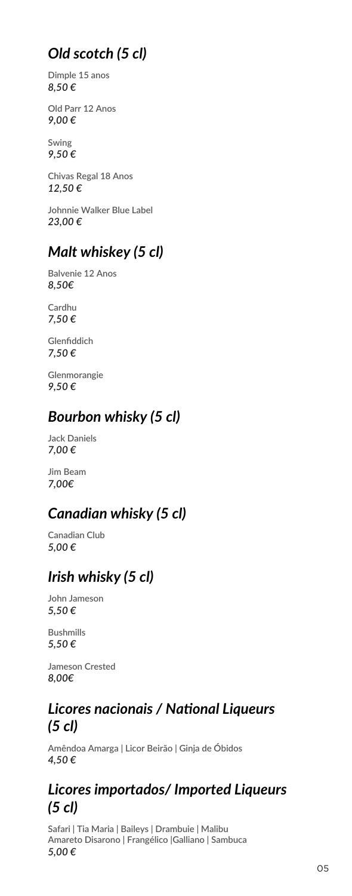## *Old scotch (5 cl)*

**Dimple 15 anos**
***8,50 €***

**Old Parr 12 Anos**
***9,00 €***

**Swing**
***9,50 €***

**Chivas Regal 18 Anos**
***12,50 €***

**Johnnie Walker Blue Label**
***23,00 €***

## *Malt whiskey (5 cl)*

**Balvenie 12 Anos**
***8,50€***

**Cardhu**
***7,50 €***

**Glenfiddich**
***7,50 €***

**Glenmorangie**
***9,50 €***

## *Bourbon whisky (5 cl)*

**Jack Daniels**
***7,00 €***

**Jim Beam**
***7,00€***

## *Canadian whisky (5 cl)*

**Canadian Club**
***5,00 €***

## *Irish whisky (5 cl)*

**John Jameson**
***5,50 €***

**Bushmills**
***5,50 €***

**Jameson Crested**
***8,00€***

## *Licores nacionais / National Liqueurs (5 cl)*

**Amêndoa Amarga | Licor Beirão | Ginja de Óbidos**
***4,50 €***

## *Licores importados/ Imported Liqueurs (5 cl)*

**Safari | Tia Maria | Baileys | Drambuie | Malibu**
**Amareto Disarono | Frangélico |Galliano | Sambuca**
***5,00 €***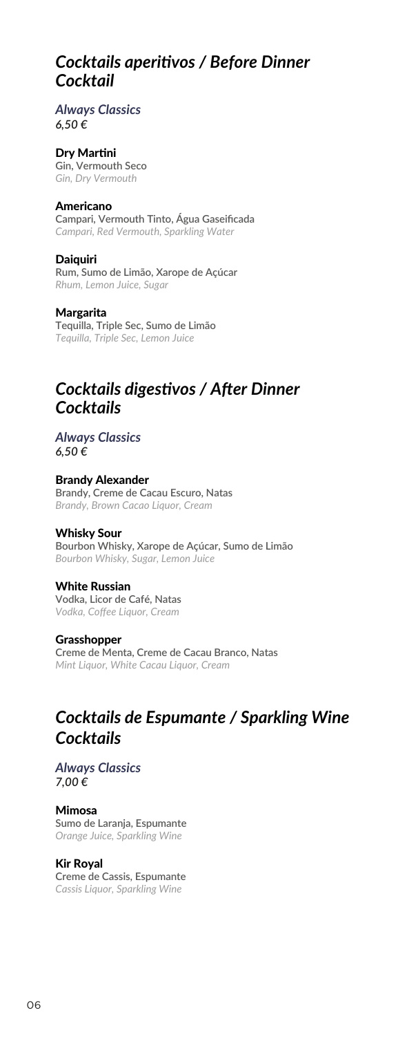## *Cocktails aperitivos / Before Dinner Cocktail*

***Always Classics***
***6,50 €***

**Dry Martini**
**Gin, Vermouth Seco**
*Gin, Dry Vermouth*

**Americano**
**Campari, Vermouth Tinto, Água Gaseificada**
*Campari, Red Vermouth, Sparkling Water*

**Daiquiri**
**Rum, Sumo de Limão, Xarope de Açúcar**
*Rhum, Lemon Juice, Sugar*

**Margarita**
**Tequilla, Triple Sec, Sumo de Limão**
*Tequilla, Triple Sec, Lemon Juice*

## *Cocktails digestivos / After Dinner Cocktails*

***Always Classics***
***6,50 €***

**Brandy Alexander**
**Brandy, Creme de Cacau Escuro, Natas**
*Brandy, Brown Cacao Liquor, Cream*

**Whisky Sour**
**Bourbon Whisky, Xarope de Açúcar, Sumo de Limão**
*Bourbon Whisky, Sugar, Lemon Juice*

**White Russian**
**Vodka, Licor de Café, Natas**
*Vodka, Coffee Liquor, Cream*

**Grasshopper**
**Creme de Menta, Creme de Cacau Branco, Natas**
*Mint Liquor, White Cacau Liquor, Cream*

## *Cocktails de Espumante / Sparkling Wine Cocktails*

***Always Classics***
***7,00 €***

**Mimosa**
**Sumo de Laranja, Espumante**
*Orange Juice, Sparkling Wine*

**Kir Royal**
**Creme de Cassis, Espumante**
*Cassis Liquor, Sparkling Wine*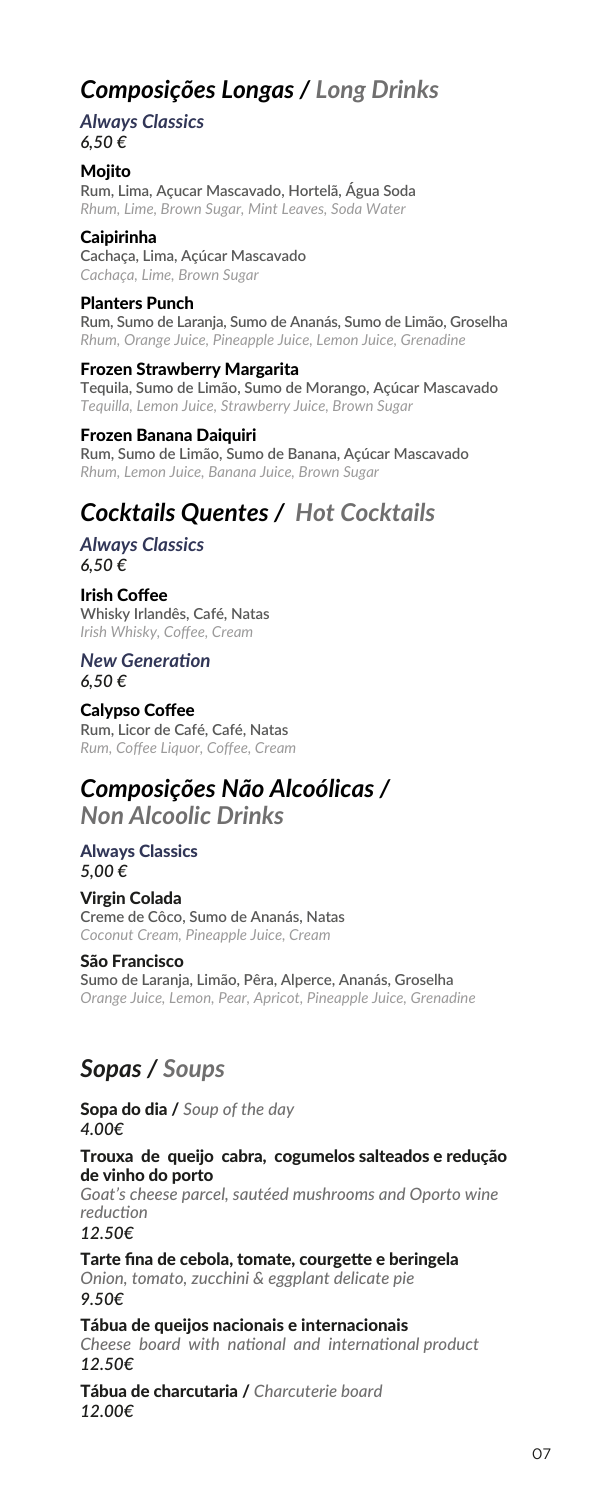## *Composições Longas / Long Drinks*

***Always Classics***
*6,50 €*

**Mojito**
Rum, Lima, Açucar Mascavado, Hortelã, Água Soda
*Rhum, Lime, Brown Sugar, Mint Leaves, Soda Water*

**Caipirinha**
Cachaça, Lima, Açúcar Mascavado
*Cachaça, Lime, Brown Sugar*

**Planters Punch**
Rum, Sumo de Laranja, Sumo de Ananás, Sumo de Limão, Groselha
*Rhum, Orange Juice, Pineapple Juice, Lemon Juice, Grenadine*

**Frozen Strawberry Margarita**
Tequila, Sumo de Limão, Sumo de Morango, Açúcar Mascavado
*Tequilla, Lemon Juice, Strawberry Juice, Brown Sugar*

**Frozen Banana Daiquiri**
Rum, Sumo de Limão, Sumo de Banana, Açúcar Mascavado
*Rhum, Lemon Juice, Banana Juice, Brown Sugar*

## *Cocktails Quentes / Hot Cocktails*

***Always Classics***
*6,50 €*

**Irish Coffee**
Whisky Irlandês, Café, Natas
*Irish Whisky, Coffee, Cream*

***New Generation***
*6,50 €*

**Calypso Coffee**
Rum, Licor de Café, Café, Natas
*Rum, Coffee Liquor, Coffee, Cream*

## *Composições Não Alcoólicas / Non Alcoolic Drinks*

**Always Classics**
*5,00 €*

**Virgin Colada**
Creme de Côco, Sumo de Ananás, Natas
*Coconut Cream, Pineapple Juice, Cream*

**São Francisco**
Sumo de Laranja, Limão, Pêra, Alperce, Ananás, Groselha
*Orange Juice, Lemon, Pear, Apricot, Pineapple Juice, Grenadine*

## *Sopas / Soups*

**Sopa do dia /** *Soup of the day*
*4.00€*

**Trouxa de queijo cabra, cogumelos salteados e redução de vinho do porto**
*Goat's cheese parcel, sautéed mushrooms and Oporto wine reduction*
*12.50€*

**Tarte fina de cebola, tomate, courgette e beringela**
*Onion, tomato, zucchini & eggplant delicate pie*
*9.50€*

**Tábua de queijos nacionais e internacionais**
*Cheese board with national and international product*
*12.50€*

**Tábua de charcutaria /** *Charcuterie board*
*12.00€*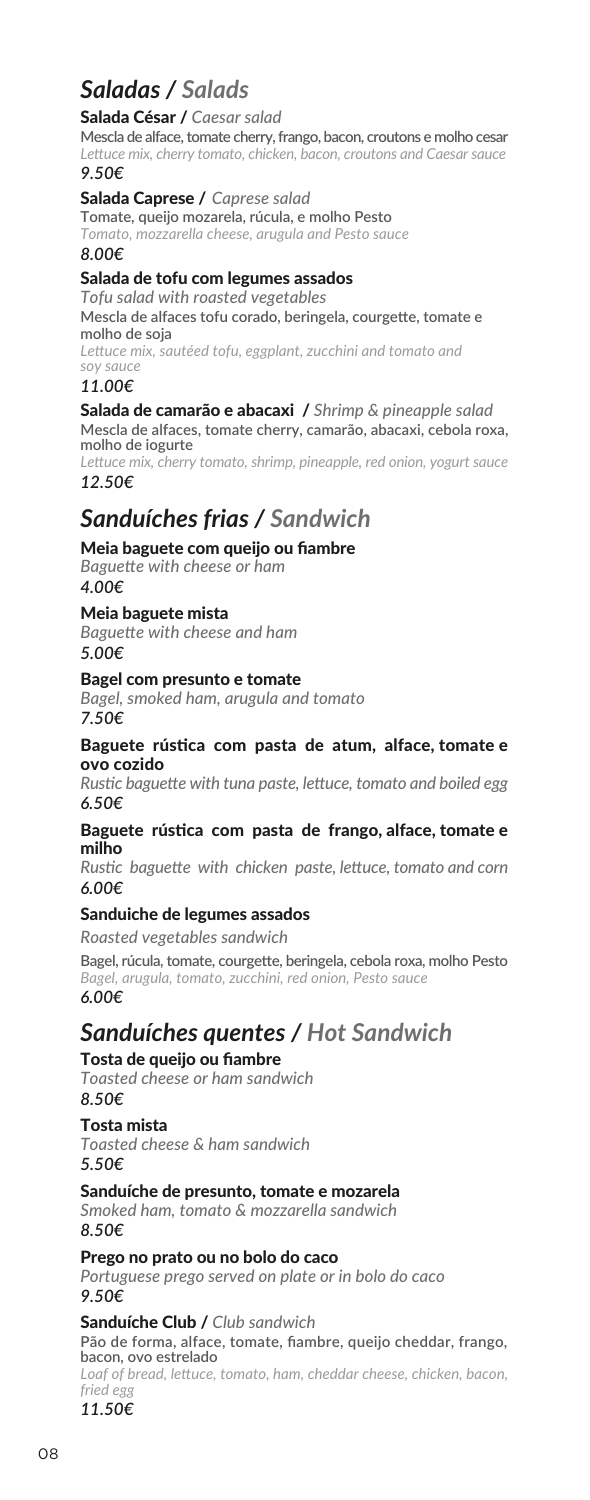## *Saladas / Salads*

**Salada César /** *Caesar salad*
Mescla de alface, tomate cherry, frango, bacon, croutons e molho cesar
*Lettuce mix, cherry tomato, chicken, bacon, croutons and Caesar sauce*
***9.50€***

**Salada Caprese /** *Caprese salad*
Tomate, queijo mozarela, rúcula, e molho Pesto
*Tomato, mozzarella cheese, arugula and Pesto sauce*
***8.00€***

**Salada de tofu com legumes assados**
*Tofu salad with roasted vegetables*
Mescla de alfaces tofu corado, beringela, courgette, tomate e molho de soja
*Lettuce mix, sautéed tofu, eggplant, zucchini and tomato and soy sauce*
***11.00€***

**Salada de camarão e abacaxi /** *Shrimp & pineapple salad*
Mescla de alfaces, tomate cherry, camarão, abacaxi, cebola roxa, molho de iogurte
*Lettuce mix, cherry tomato, shrimp, pineapple, red onion, yogurt sauce*
***12.50€***

## *Sanduíches frias / Sandwich*

**Meia baguete com queijo ou fiambre**
*Baguette with cheese or ham*
***4.00€***

**Meia baguete mista**
*Baguette with cheese and ham*
***5.00€***

**Bagel com presunto e tomate**
*Bagel, smoked ham, arugula and tomato*
***7.50€***

**Baguete rústica com pasta de atum, alface, tomate e ovo cozido**
*Rustic baguette with tuna paste, lettuce, tomato and boiled egg*
***6.50€***

**Baguete rústica com pasta de frango, alface, tomate e milho**
*Rustic baguette with chicken paste, lettuce, tomato and corn*
***6.00€***

**Sanduiche de legumes assados**
*Roasted vegetables sandwich*
Bagel, rúcula, tomate, courgette, beringela, cebola roxa, molho Pesto
*Bagel, arugula, tomato, zucchini, red onion, Pesto sauce*
***6.00€***

## *Sanduíches quentes / Hot Sandwich*

**Tosta de queijo ou fiambre**
*Toasted cheese or ham sandwich*
***8.50€***

**Tosta mista**
*Toasted cheese & ham sandwich*
***5.50€***

**Sanduíche de presunto, tomate e mozarela**
*Smoked ham, tomato & mozzarella sandwich*
***8.50€***

**Prego no prato ou no bolo do caco**
*Portuguese prego served on plate or in bolo do caco*
***9.50€***

**Sanduíche Club /** *Club sandwich*
Pão de forma, alface, tomate, fiambre, queijo cheddar, frango, bacon, ovo estrelado
*Loaf of bread, lettuce, tomato, ham, cheddar cheese, chicken, bacon, fried egg*
***11.50€***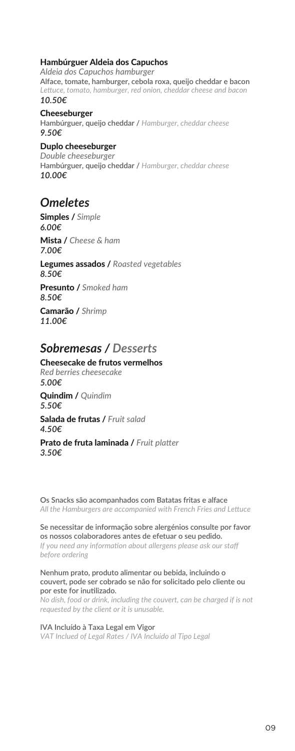**Hambúrguer Aldeia dos Capuchos**
*Aldeia dos Capuchos hamburger*
**Alface, tomate, hamburger, cebola roxa, queijo cheddar e bacon**
*Lettuce, tomato, hamburger, red onion, cheddar cheese and bacon*
***10.50€***

**Cheeseburger**
**Hambúrguer, queijo cheddar** / *Hamburger, cheddar cheese*
***9.50€***

**Duplo cheeseburger**
*Double cheeseburger*
**Hambúrguer, queijo cheddar** / *Hamburger, cheddar cheese*
***10.00€***

## *Omeletes*

**Simples** / *Simple*
***6.00€***

**Mista** / *Cheese & ham*
***7.00€***

**Legumes assados** / *Roasted vegetables*
***8.50€***

**Presunto** / *Smoked ham*
***8.50€***

**Camarão** / *Shrimp*
***11.00€***

## *Sobremesas / Desserts*

**Cheesecake de frutos vermelhos**
*Red berries cheesecake*
***5.00€***

**Quindim** / *Quindim*
***5.50€***

**Salada de frutas** / *Fruit salad*
***4.50€***

**Prato de fruta laminada** / *Fruit platter*
***3.50€***

**Os Snacks são acompanhados com Batatas fritas e alface**
*All the Hamburgers are accompanied with French Fries and Lettuce*

**Se necessitar de informação sobre alergénios consulte por favor os nossos colaboradores antes de efetuar o seu pedido.**
*If you need any information about allergens please ask our staff before ordering*

**Nenhum prato, produto alimentar ou bebida, incluindo o couvert, pode ser cobrado se não for solicitado pelo cliente ou por este for inutilizado.**
*No dish, food or drink, including the couvert, can be charged if is not requested by the client or it is unusable.*

**IVA Incluído à Taxa Legal em Vigor**
*VAT Inclued of Legal Rates / IVA Incluido al Tipo Legal*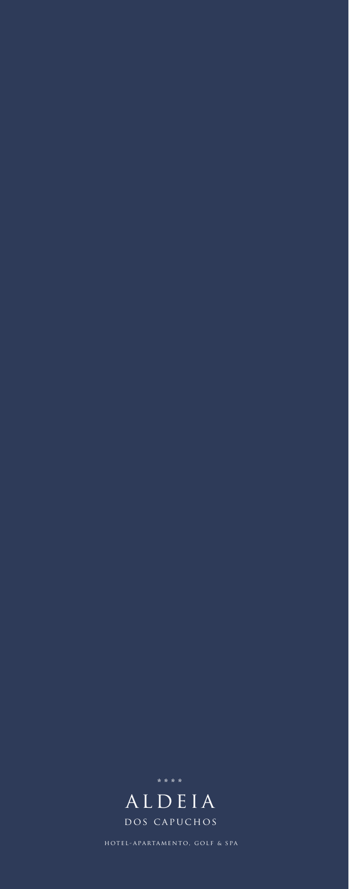* * * *

ALDEIA

DOS CAPUCHOS

HOTEL-APARTAMENTO, GOLF & SPA